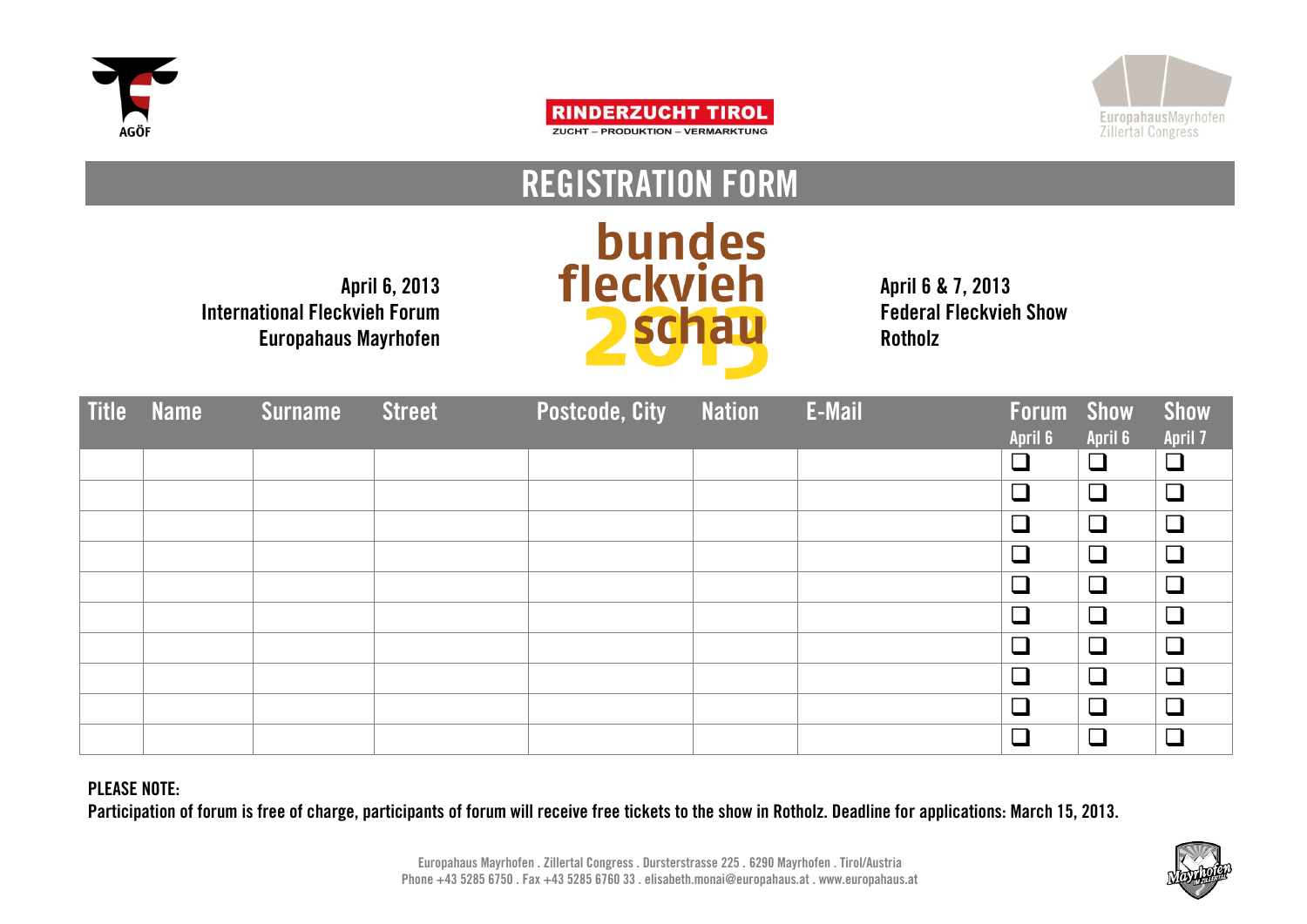AGÖF

RINDERZUCHT TIROL
ZUCHT – PRODUKTION – VERMARKTUNG

EuropahausMayrhofen
Zillertal Congress

# REGISTRATION FORM

bundes fleckvieh schau 2013

**April 6, 2013**
**International Fleckvieh Forum**
**Europahaus Mayrhofen**

**April 6 & 7, 2013**
**Federal Fleckvieh Show**
**Rotholz**

| Title | Name | Surname | Street | Postcode, City | Nation | E-Mail | Forum April 6 | Show April 6 | Show April 7 |
|---|---|---|---|---|---|---|---|---|---|
| | | | | | | | ☐ | ☐ | ☐ |
| | | | | | | | ☐ | ☐ | ☐ |
| | | | | | | | ☐ | ☐ | ☐ |
| | | | | | | | ☐ | ☐ | ☐ |
| | | | | | | | ☐ | ☐ | ☐ |
| | | | | | | | ☐ | ☐ | ☐ |
| | | | | | | | ☐ | ☐ | ☐ |
| | | | | | | | ☐ | ☐ | ☐ |
| | | | | | | | ☐ | ☐ | ☐ |
| | | | | | | | ☐ | ☐ | ☐ |

**PLEASE NOTE:**
**Participation of forum is free of charge, participants of forum will receive free tickets to the show in Rotholz. Deadline for applications: March 15, 2013.**

Europahaus Mayrhofen . Zillertal Congress . Dursterstrasse 225 . 6290 Mayrhofen . Tirol/Austria
Phone +43 5285 6750 . Fax +43 5285 6760 33 . elisabeth.monai@europahaus.at . www.europahaus.at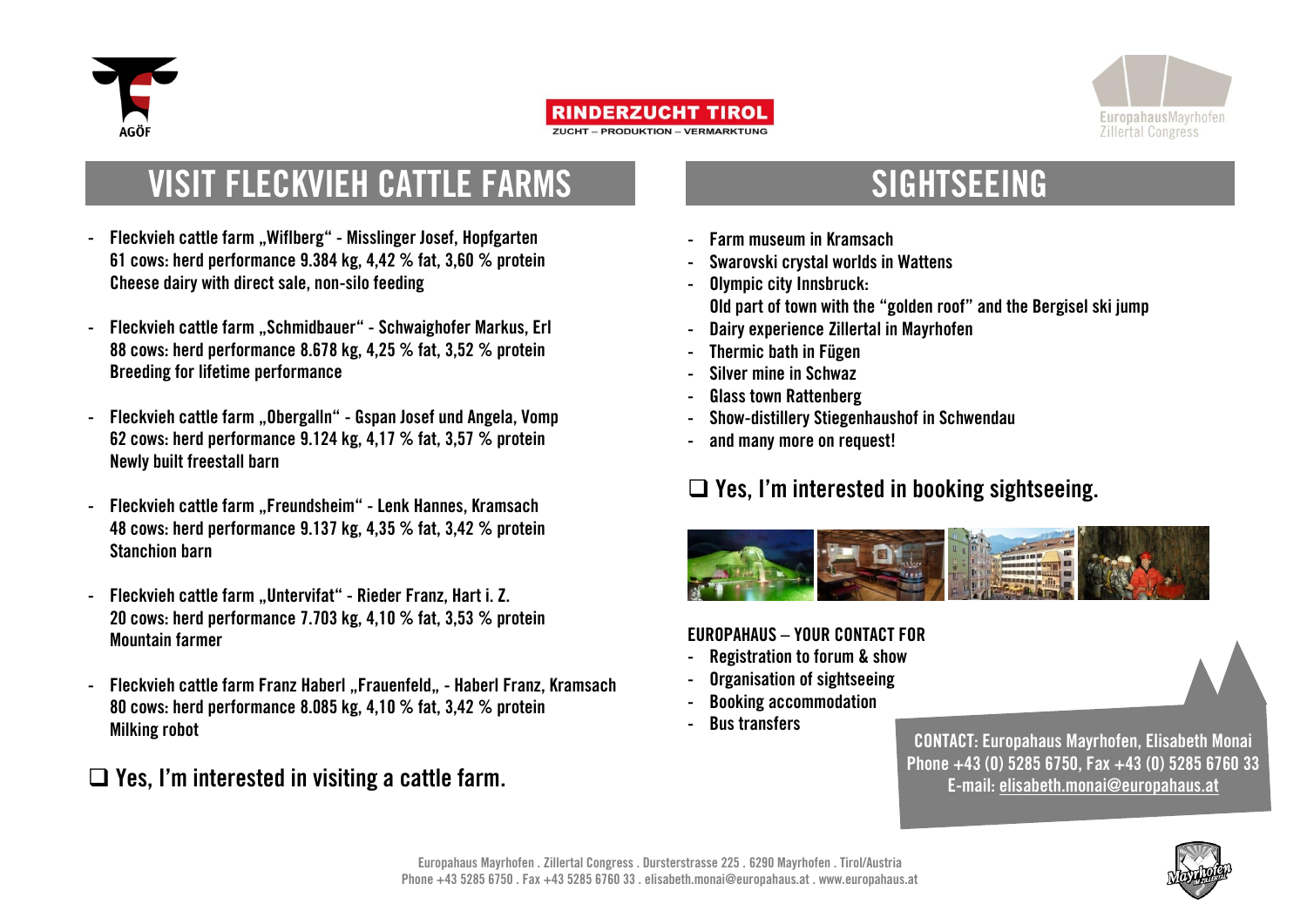## VISIT FLECKVIEH CATTLE FARMS

- Fleckvieh cattle farm „Wiflberg" - Misslinger Josef, Hopfgarten
  61 cows: herd performance 9.384 kg, 4,42 % fat, 3,60 % protein
  Cheese dairy with direct sale, non-silo feeding
- Fleckvieh cattle farm „Schmidbauer" - Schwaighofer Markus, Erl
  88 cows: herd performance 8.678 kg, 4,25 % fat, 3,52 % protein
  Breeding for lifetime performance
- Fleckvieh cattle farm „Obergalln" - Gspan Josef und Angela, Vomp
  62 cows: herd performance 9.124 kg, 4,17 % fat, 3,57 % protein
  Newly built freestall barn
- Fleckvieh cattle farm „Freundsheim" - Lenk Hannes, Kramsach
  48 cows: herd performance 9.137 kg, 4,35 % fat, 3,42 % protein
  Stanchion barn
- Fleckvieh cattle farm „Untervifat" - Rieder Franz, Hart i. Z.
  20 cows: herd performance 7.703 kg, 4,10 % fat, 3,53 % protein
  Mountain farmer
- Fleckvieh cattle farm Franz Haberl „Frauenfeld„ - Haberl Franz, Kramsach
  80 cows: herd performance 8.085 kg, 4,10 % fat, 3,42 % protein
  Milking robot

❑ Yes, I'm interested in visiting a cattle farm.

## SIGHTSEEING

- Farm museum in Kramsach
- Swarovski crystal worlds in Wattens
- Olympic city Innsbruck:
  Old part of town with the "golden roof" and the Bergisel ski jump
- Dairy experience Zillertal in Mayrhofen
- Thermic bath in Fügen
- Silver mine in Schwaz
- Glass town Rattenberg
- Show-distillery Stiegenhaushof in Schwendau
- and many more on request!

❑ Yes, I'm interested in booking sightseeing.

**EUROPAHAUS – YOUR CONTACT FOR**

- Registration to forum & show
- Organisation of sightseeing
- Booking accommodation
- Bus transfers

**CONTACT: Europahaus Mayrhofen, Elisabeth Monai**
**Phone +43 (0) 5285 6750, Fax +43 (0) 5285 6760 33**
**E-mail: elisabeth.monai@europahaus.at**

Europahaus Mayrhofen . Zillertal Congress . Dursterstrasse 225 . 6290 Mayrhofen . Tirol/Austria
Phone +43 5285 6750 . Fax +43 5285 6760 33 . elisabeth.monai@europahaus.at . www.europahaus.at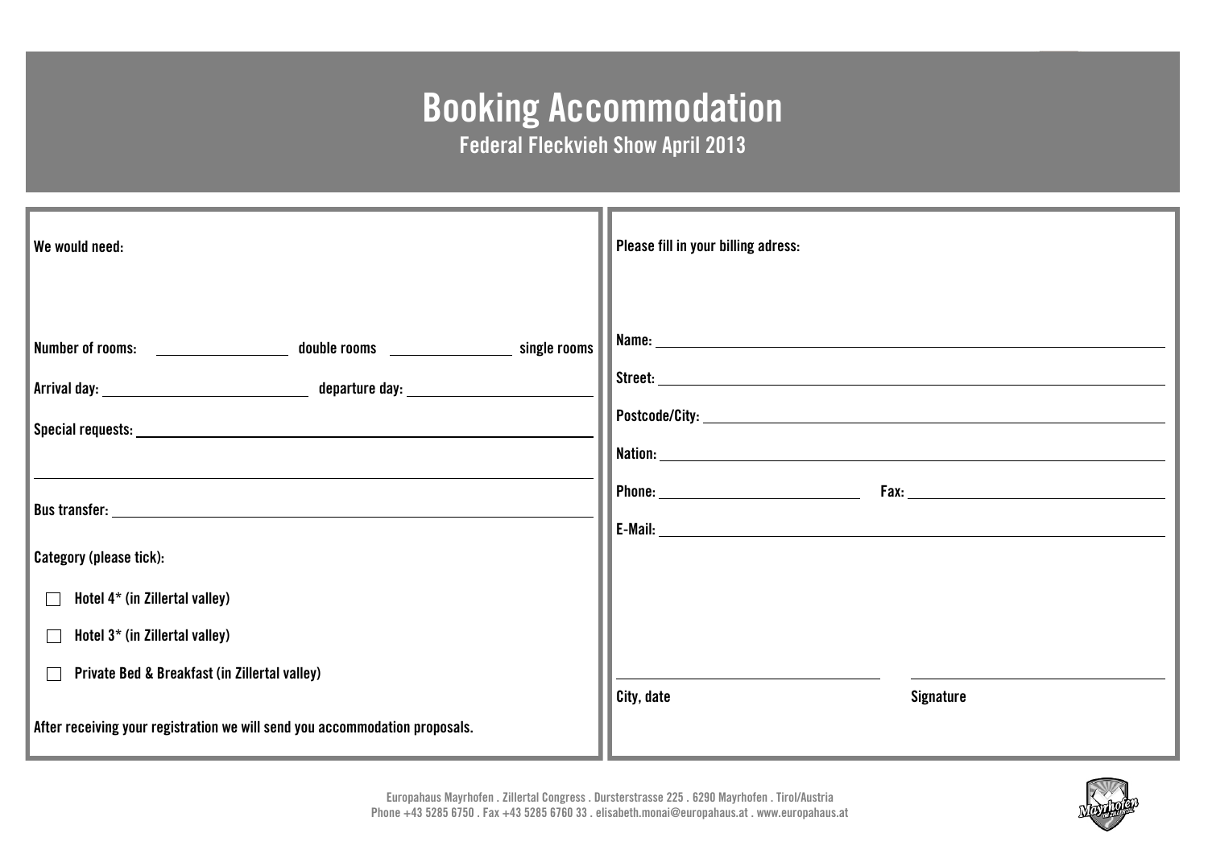# Booking Accommodation

## Federal Fleckvieh Show April 2013

**We would need:**

Number of rooms: ________________ double rooms ________________ single rooms

Arrival day: ____________________________ departure day: ____________________________

Special requests: ____________________________________________________________

______________________________________________________________________________

Bus transfer: ________________________________________________________________

Category (please tick):

- ☐ Hotel 4* (in Zillertal valley)
- ☐ Hotel 3* (in Zillertal valley)
- ☐ Private Bed & Breakfast (in Zillertal valley)

After receiving your registration we will send you accommodation proposals.

**Please fill in your billing adress:**

Name: ________________________________________________________________

Street: ________________________________________________________________

Postcode/City: __________________________________________________________

Nation: ________________________________________________________________

Phone: ____________________________ Fax: ____________________________

E-Mail: ________________________________________________________________

____________________________ ____________________________

City, date Signature

Europahaus Mayrhofen . Zillertal Congress . Dursterstrasse 225 . 6290 Mayrhofen . Tirol/Austria
Phone +43 5285 6750 . Fax +43 5285 6760 33 . elisabeth.monai@europahaus.at . www.europahaus.at